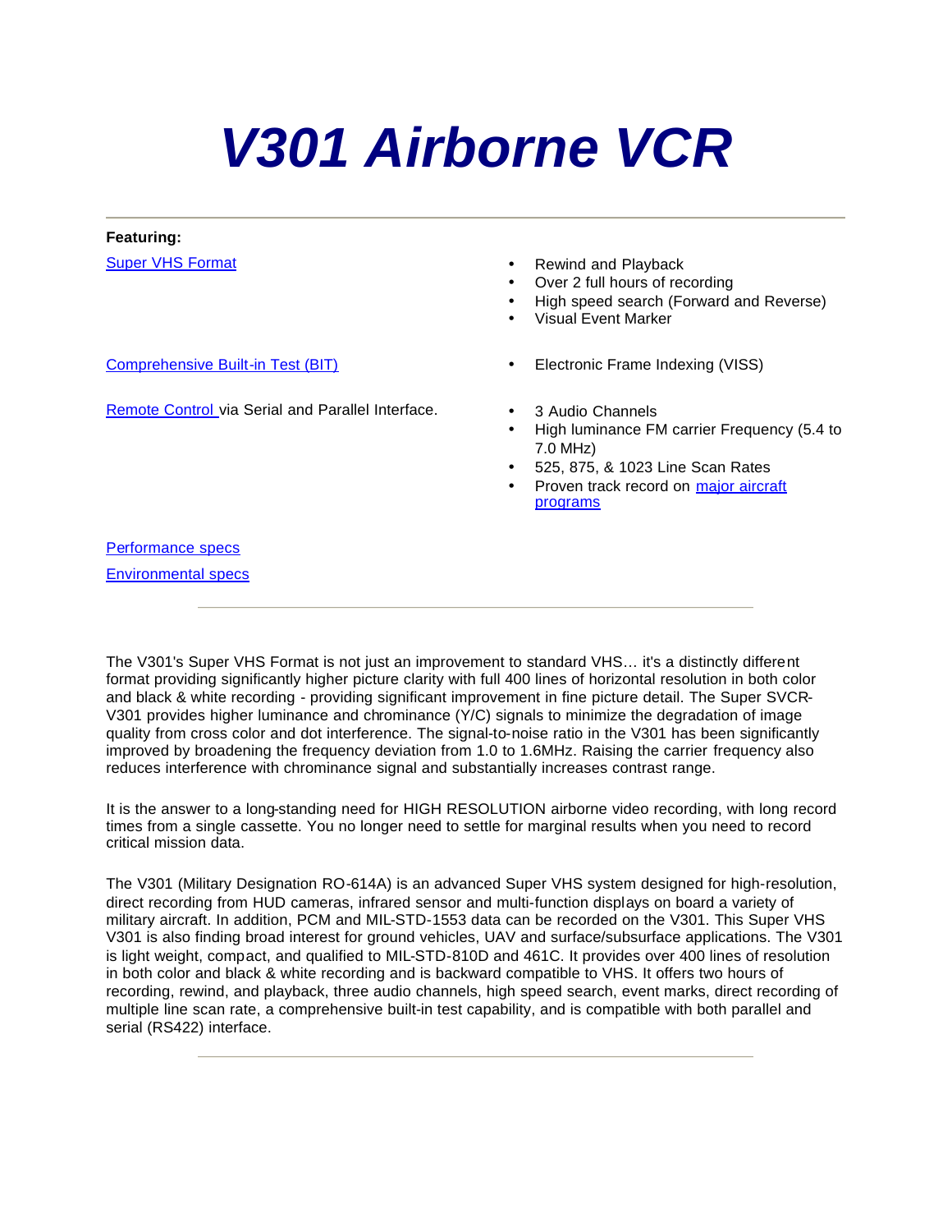# V301 Airborne VCR

---

**Featuring:**

Super VHS Format

- Rewind and Playback
- Over 2 full hours of recording
- High speed search (Forward and Reverse)
- Visual Event Marker

Comprehensive Built-in Test (BIT)

- Electronic Frame Indexing (VISS)

Remote Control via Serial and Parallel Interface.

- 3 Audio Channels
- High luminance FM carrier Frequency (5.4 to 7.0 MHz)
- 525, 875, & 1023 Line Scan Rates
- Proven track record on major aircraft programs

Performance specs

Environmental specs

---

The V301's Super VHS Format is not just an improvement to standard VHS… it's a distinctly different format providing significantly higher picture clarity with full 400 lines of horizontal resolution in both color and black & white recording - providing significant improvement in fine picture detail. The Super SVCR-V301 provides higher luminance and chrominance (Y/C) signals to minimize the degradation of image quality from cross color and dot interference. The signal-to-noise ratio in the V301 has been significantly improved by broadening the frequency deviation from 1.0 to 1.6MHz. Raising the carrier frequency also reduces interference with chrominance signal and substantially increases contrast range.

It is the answer to a long-standing need for HIGH RESOLUTION airborne video recording, with long record times from a single cassette. You no longer need to settle for marginal results when you need to record critical mission data.

The V301 (Military Designation RO-614A) is an advanced Super VHS system designed for high-resolution, direct recording from HUD cameras, infrared sensor and multi-function displays on board a variety of military aircraft. In addition, PCM and MIL-STD-1553 data can be recorded on the V301. This Super VHS V301 is also finding broad interest for ground vehicles, UAV and surface/subsurface applications. The V301 is light weight, compact, and qualified to MIL-STD-810D and 461C. It provides over 400 lines of resolution in both color and black & white recording and is backward compatible to VHS. It offers two hours of recording, rewind, and playback, three audio channels, high speed search, event marks, direct recording of multiple line scan rate, a comprehensive built-in test capability, and is compatible with both parallel and serial (RS422) interface.

---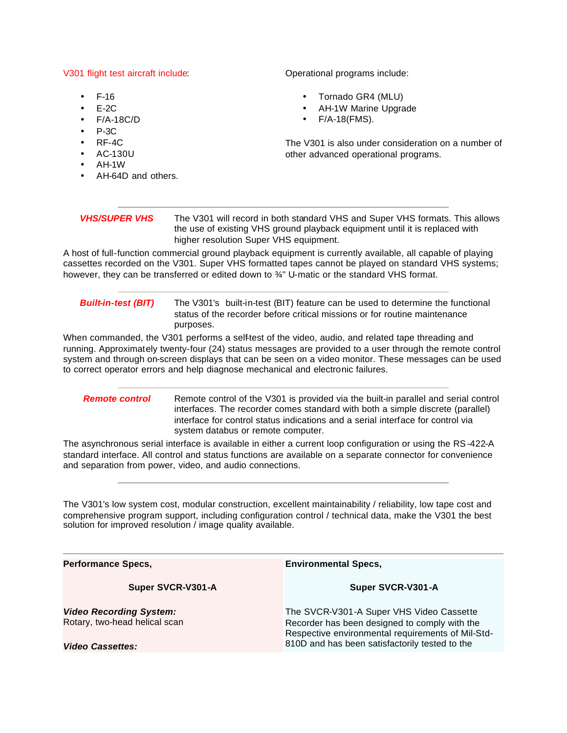V301 flight test aircraft include:

- F-16
- E-2C
- F/A-18C/D
- P-3C
- RF-4C
- AC-130U
- AH-1W
- AH-64D and others.

Operational programs include:

- Tornado GR4 (MLU)
- AH-1W Marine Upgrade
- F/A-18(FMS).

The V301 is also under consideration on a number of other advanced operational programs.

---

***VHS/SUPER VHS*** The V301 will record in both standard VHS and Super VHS formats. This allows the use of existing VHS ground playback equipment until it is replaced with higher resolution Super VHS equipment.

A host of full-function commercial ground playback equipment is currently available, all capable of playing cassettes recorded on the V301. Super VHS formatted tapes cannot be played on standard VHS systems; however, they can be transferred or edited down to ¾" U-matic or the standard VHS format.

---

***Built-in-test (BIT)*** The V301's built-in-test (BIT) feature can be used to determine the functional status of the recorder before critical missions or for routine maintenance purposes.

When commanded, the V301 performs a self-test of the video, audio, and related tape threading and running. Approximately twenty-four (24) status messages are provided to a user through the remote control system and through on-screen displays that can be seen on a video monitor. These messages can be used to correct operator errors and help diagnose mechanical and electronic failures.

---

***Remote control*** Remote control of the V301 is provided via the built-in parallel and serial control interfaces. The recorder comes standard with both a simple discrete (parallel) interface for control status indications and a serial interface for control via system databus or remote computer.

The asynchronous serial interface is available in either a current loop configuration or using the RS-422-A standard interface. All control and status functions are available on a separate connector for convenience and separation from power, video, and audio connections.

---

The V301's low system cost, modular construction, excellent maintainability / reliability, low tape cost and comprehensive program support, including configuration control / technical data, make the V301 the best solution for improved resolution / image quality available.

---

| **Performance Specs,** | **Environmental Specs,** |
|---|---|
| **Super SVCR-V301-A** | **Super SVCR-V301-A** |
| ***Video Recording System:*** Rotary, two-head helical scan<br><br>***Video Cassettes:*** | The SVCR-V301-A Super VHS Video Cassette Recorder has been designed to comply with the Respective environmental requirements of Mil-Std-810D and has been satisfactorily tested to the |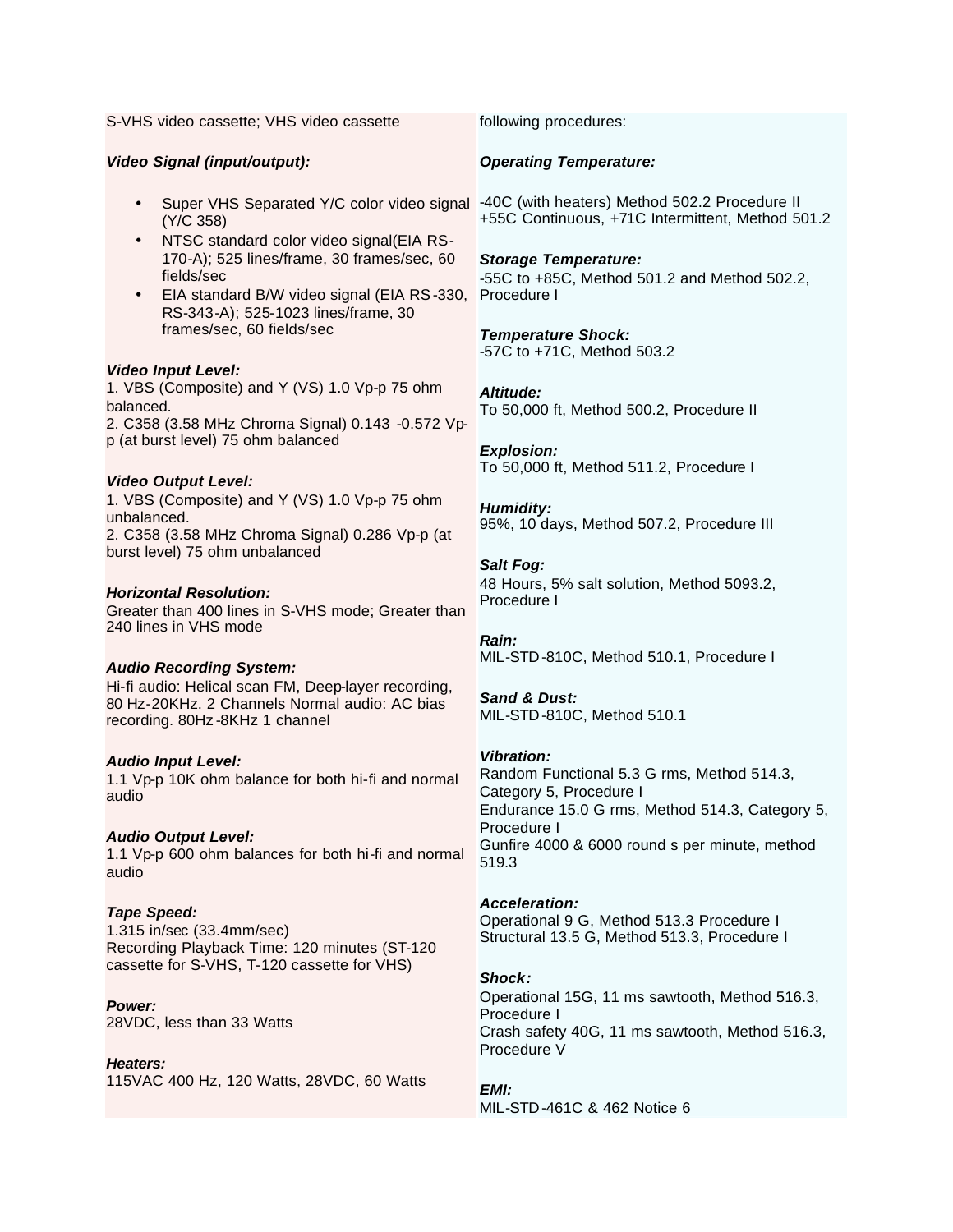S-VHS video cassette; VHS video cassette

***Video Signal (input/output):***

- Super VHS Separated Y/C color video signal (Y/C 358)
- NTSC standard color video signal(EIA RS-170-A); 525 lines/frame, 30 frames/sec, 60 fields/sec
- EIA standard B/W video signal (EIA RS-330, RS-343-A); 525-1023 lines/frame, 30 frames/sec, 60 fields/sec

***Video Input Level:***
1. VBS (Composite) and Y (VS) 1.0 Vp-p 75 ohm balanced.
2. C358 (3.58 MHz Chroma Signal) 0.143 -0.572 Vp-p (at burst level) 75 ohm balanced

***Video Output Level:***
1. VBS (Composite) and Y (VS) 1.0 Vp-p 75 ohm unbalanced.
2. C358 (3.58 MHz Chroma Signal) 0.286 Vp-p (at burst level) 75 ohm unbalanced

***Horizontal Resolution:***
Greater than 400 lines in S-VHS mode; Greater than 240 lines in VHS mode

***Audio Recording System:***
Hi-fi audio: Helical scan FM, Deep-layer recording, 80 Hz-20KHz. 2 Channels Normal audio: AC bias recording. 80Hz-8KHz 1 channel

***Audio Input Level:***
1.1 Vp-p 10K ohm balance for both hi-fi and normal audio

***Audio Output Level:***
1.1 Vp-p 600 ohm balances for both hi-fi and normal audio

***Tape Speed:***
1.315 in/sec (33.4mm/sec)
Recording Playback Time: 120 minutes (ST-120 cassette for S-VHS, T-120 cassette for VHS)

***Power:***
28VDC, less than 33 Watts

***Heaters:***
115VAC 400 Hz, 120 Watts, 28VDC, 60 Watts

following procedures:

***Operating Temperature:***

-40C (with heaters) Method 502.2 Procedure II
+55C Continuous, +71C Intermittent, Method 501.2

***Storage Temperature:***
-55C to +85C, Method 501.2 and Method 502.2, Procedure I

***Temperature Shock:***
-57C to +71C, Method 503.2

***Altitude:***
To 50,000 ft, Method 500.2, Procedure II

***Explosion:***
To 50,000 ft, Method 511.2, Procedure I

***Humidity:***
95%, 10 days, Method 507.2, Procedure III

***Salt Fog:***
48 Hours, 5% salt solution, Method 5093.2, Procedure I

***Rain:***
MIL-STD-810C, Method 510.1, Procedure I

***Sand & Dust:***
MIL-STD-810C, Method 510.1

***Vibration:***
Random Functional 5.3 G rms, Method 514.3, Category 5, Procedure I
Endurance 15.0 G rms, Method 514.3, Category 5, Procedure I
Gunfire 4000 & 6000 round s per minute, method 519.3

***Acceleration:***
Operational 9 G, Method 513.3 Procedure I
Structural 13.5 G, Method 513.3, Procedure I

***Shock:***
Operational 15G, 11 ms sawtooth, Method 516.3, Procedure I
Crash safety 40G, 11 ms sawtooth, Method 516.3, Procedure V

***EMI:***
MIL-STD-461C & 462 Notice 6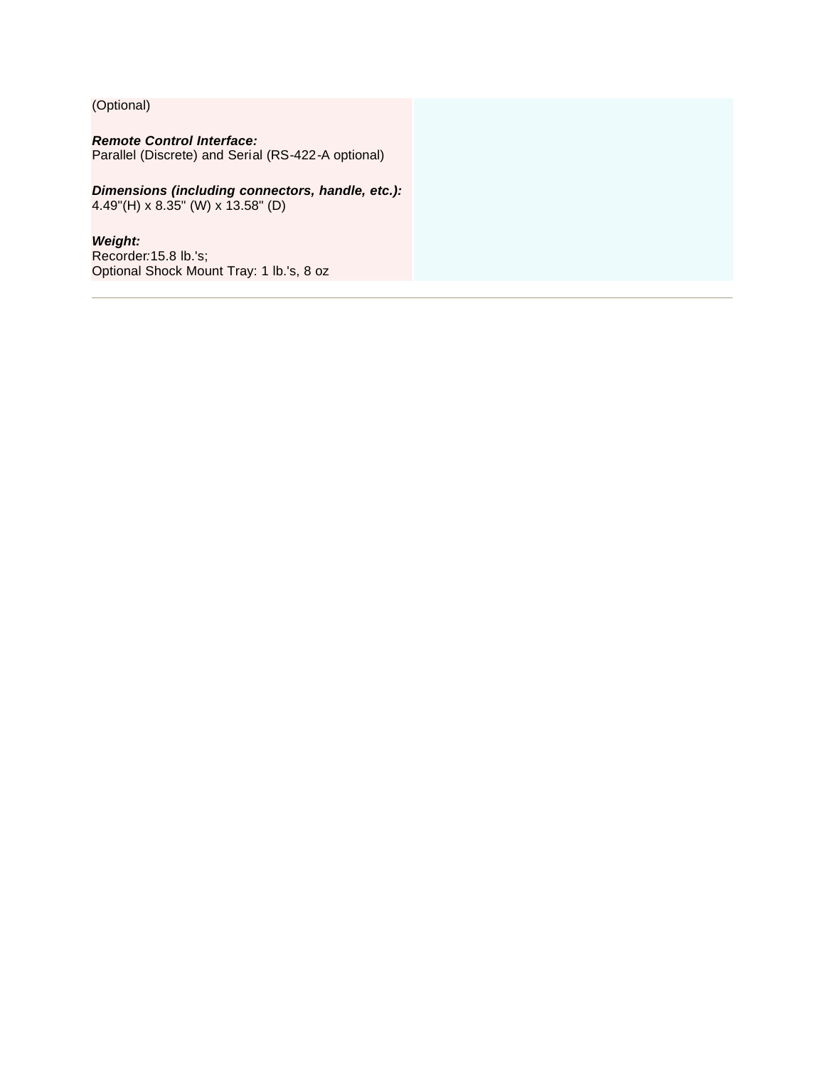(Optional)

***Remote Control Interface:***
Parallel (Discrete) and Serial (RS-422-A optional)

***Dimensions (including connectors, handle, etc.):***
4.49"(H) x 8.35" (W) x 13.58" (D)

***Weight:***
Recorder:15.8 lb.'s;
Optional Shock Mount Tray: 1 lb.'s, 8 oz

---